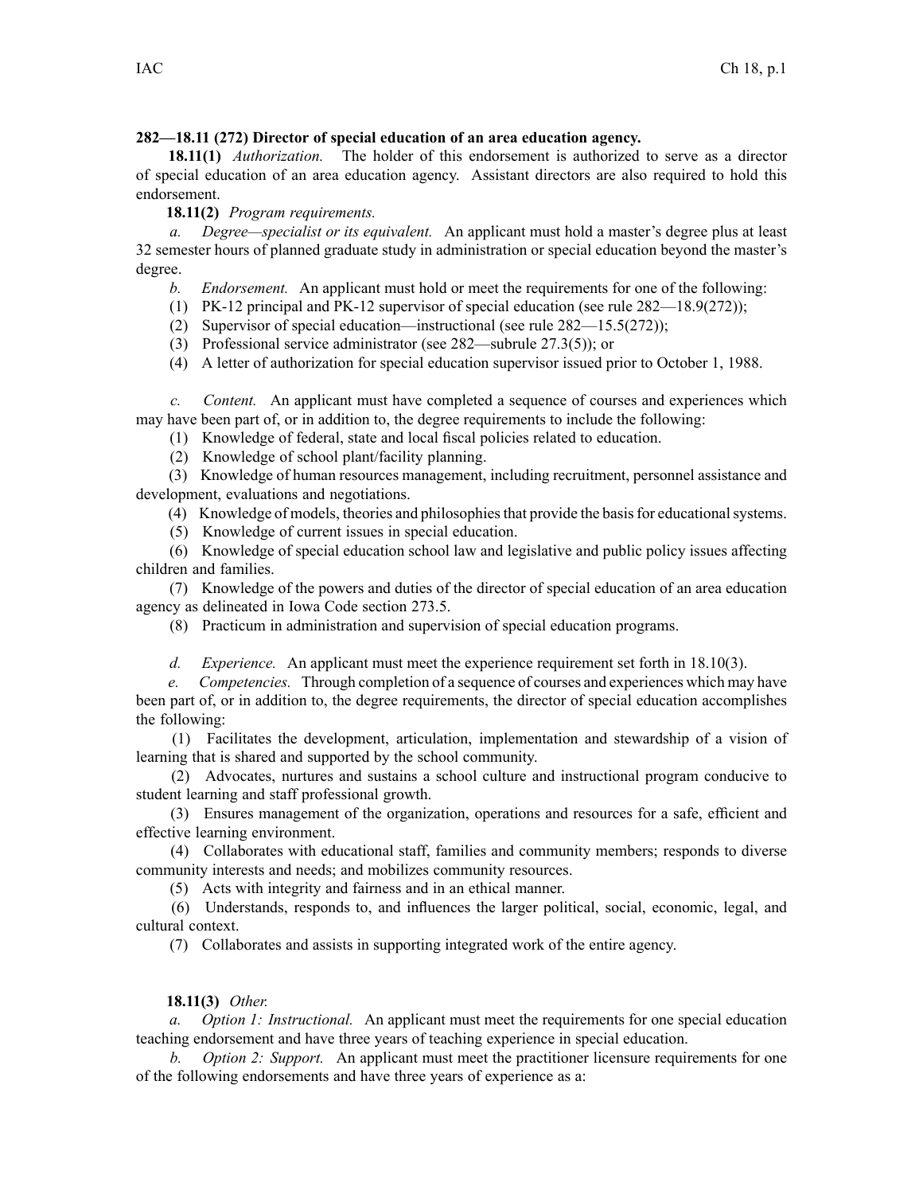**282—18.11 (272) Director of special education of an area education agency.**

**18.11(1)** *Authorization.* The holder of this endorsement is authorized to serve as a director of special education of an area education agency. Assistant directors are also required to hold this endorsement.

**18.11(2)** *Program requirements.*

*a. Degree—specialist or its equivalent.* An applicant must hold a master's degree plus at least 32 semester hours of planned graduate study in administration or special education beyond the master's degree.

*b. Endorsement.* An applicant must hold or meet the requirements for one of the following:

(1) PK-12 principal and PK-12 supervisor of special education (see rule 282—18.9(272));

(2) Supervisor of special education—instructional (see rule 282—15.5(272));

(3) Professional service administrator (see 282—subrule 27.3(5)); or

(4) A letter of authorization for special education supervisor issued prior to October 1, 1988.

*c. Content.* An applicant must have completed a sequence of courses and experiences which may have been part of, or in addition to, the degree requirements to include the following:

(1) Knowledge of federal, state and local fiscal policies related to education.

(2) Knowledge of school plant/facility planning.

(3) Knowledge of human resources management, including recruitment, personnel assistance and development, evaluations and negotiations.

(4) Knowledge of models, theories and philosophies that provide the basis for educational systems.

(5) Knowledge of current issues in special education.

(6) Knowledge of special education school law and legislative and public policy issues affecting children and families.

(7) Knowledge of the powers and duties of the director of special education of an area education agency as delineated in Iowa Code section 273.5.

(8) Practicum in administration and supervision of special education programs.

*d. Experience.* An applicant must meet the experience requirement set forth in 18.10(3).

*e. Competencies.* Through completion of a sequence of courses and experiences which may have been part of, or in addition to, the degree requirements, the director of special education accomplishes the following:

(1) Facilitates the development, articulation, implementation and stewardship of a vision of learning that is shared and supported by the school community.

(2) Advocates, nurtures and sustains a school culture and instructional program conducive to student learning and staff professional growth.

(3) Ensures management of the organization, operations and resources for a safe, efficient and effective learning environment.

(4) Collaborates with educational staff, families and community members; responds to diverse community interests and needs; and mobilizes community resources.

(5) Acts with integrity and fairness and in an ethical manner.

(6) Understands, responds to, and influences the larger political, social, economic, legal, and cultural context.

(7) Collaborates and assists in supporting integrated work of the entire agency.

**18.11(3)** *Other.*

*a. Option 1: Instructional.* An applicant must meet the requirements for one special education teaching endorsement and have three years of teaching experience in special education.

*b. Option 2: Support.* An applicant must meet the practitioner licensure requirements for one of the following endorsements and have three years of experience as a: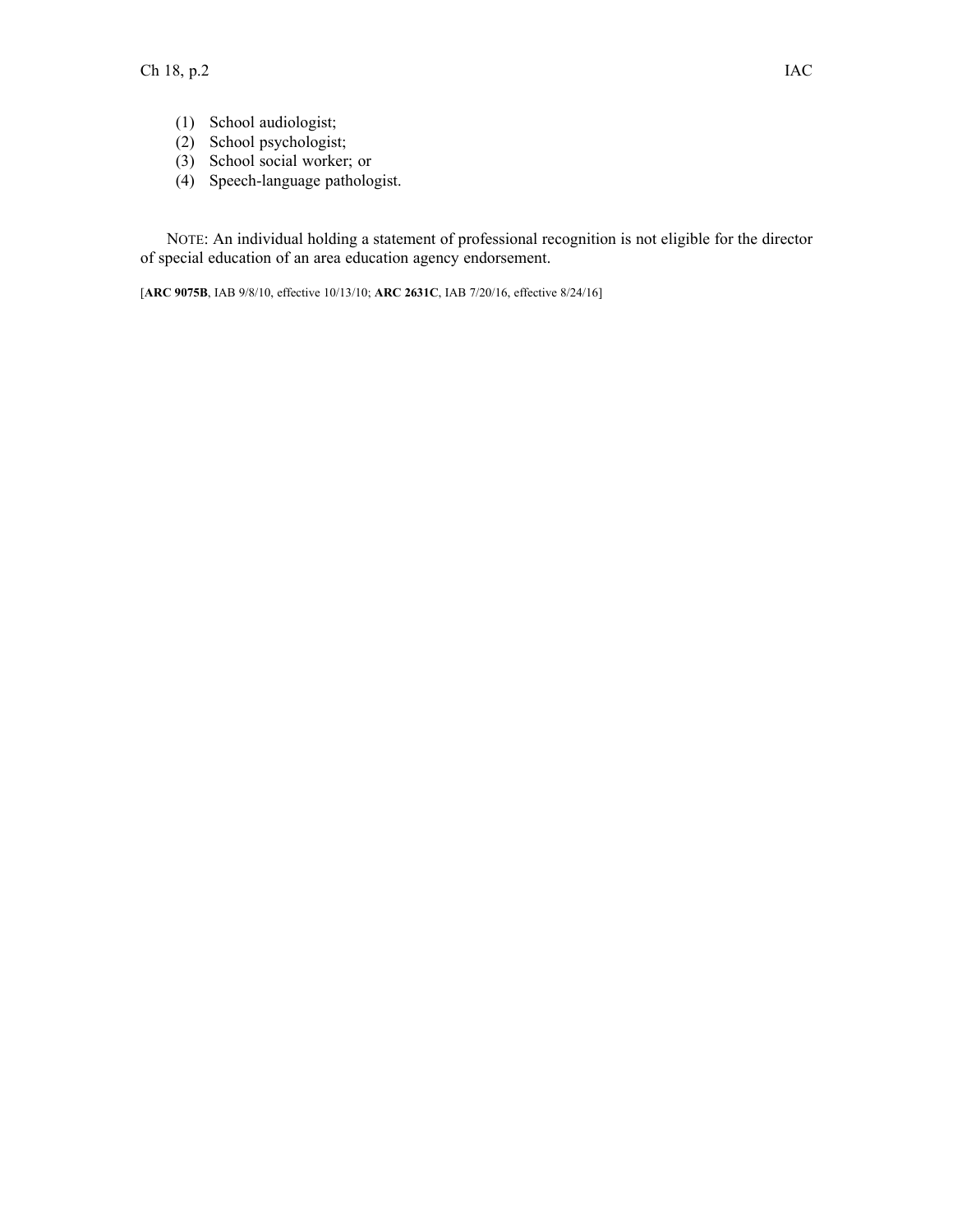(1) School audiologist;
(2) School psychologist;
(3) School social worker; or
(4) Speech-language pathologist.

NOTE: An individual holding a statement of professional recognition is not eligible for the director of special education of an area education agency endorsement.

[**ARC 9075B**, IAB 9/8/10, effective 10/13/10; **ARC 2631C**, IAB 7/20/16, effective 8/24/16]